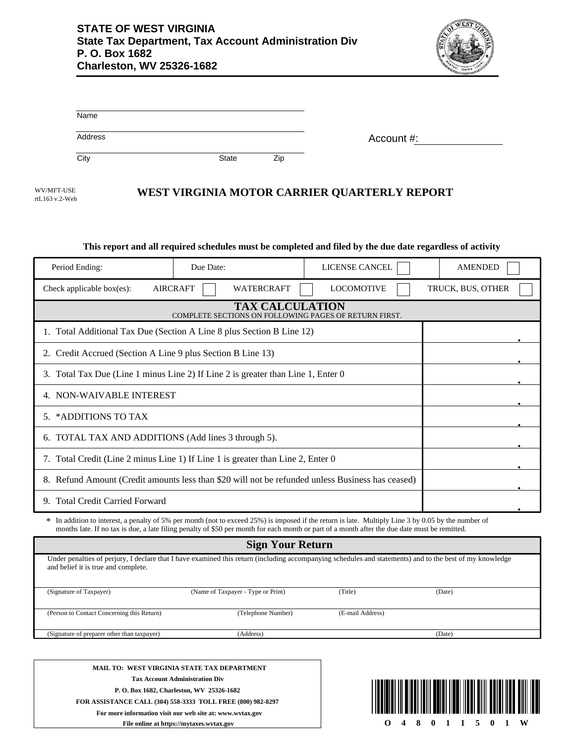**STATE OF WEST VIRGINIA**
**State Tax Department, Tax Account Administration Div**
**P. O. Box 1682**
**Charleston, WV 25326-1682**

Name

Address

City State Zip

Account #:

WV/MFT-USE
rtL163 v.2-Web

# WEST VIRGINIA MOTOR CARRIER QUARTERLY REPORT

**This report and all required schedules must be completed and filed by the due date regardless of activity**

| Period Ending: | Due Date: | LICENSE CANCEL ☐ | AMENDED ☐ |
|---|---|---|---|

Check applicable box(es): AIRCRAFT ☐ WATERCRAFT ☐ LOCOMOTIVE ☐ TRUCK, BUS, OTHER ☐

## TAX CALCULATION

COMPLETE SECTIONS ON FOLLOWING PAGES OF RETURN FIRST.

| Line | Amount |
|---|---|
| 1. Total Additional Tax Due (Section A Line 8 plus Section B Line 12) | . |
| 2. Credit Accrued (Section A Line 9 plus Section B Line 13) | . |
| 3. Total Tax Due (Line 1 minus Line 2) If Line 2 is greater than Line 1, Enter 0 | . |
| 4. NON-WAIVABLE INTEREST | . |
| 5. *ADDITIONS TO TAX | . |
| 6. TOTAL TAX AND ADDITIONS (Add lines 3 through 5). | . |
| 7. Total Credit (Line 2 minus Line 1) If Line 1 is greater than Line 2, Enter 0 | . |
| 8. Refund Amount (Credit amounts less than $20 will not be refunded unless Business has ceased) | . |
| 9. Total Credit Carried Forward | . |

\* In addition to interest, a penalty of 5% per month (not to exceed 25%) is imposed if the return is late. Multiply Line 3 by 0.05 by the number of months late. If no tax is due, a late filing penalty of $50 per month for each month or part of a month after the due date must be remitted.

## Sign Your Return

Under penalties of perjury, I declare that I have examined this return (including accompanying schedules and statements) and to the best of my knowledge and belief it is true and complete.

(Signature of Taxpayer) (Name of Taxpayer - Type or Print) (Title) (Date)

(Person to Contact Concerning this Return) (Telephone Number) (E-mail Address)

(Signature of preparer other than taxpayer) (Address) (Date)

**MAIL TO: WEST VIRGINIA STATE TAX DEPARTMENT**
**Tax Account Administration Div**
**P. O. Box 1682, Charleston, WV 25326-1682**
**FOR ASSISTANCE CALL (304) 558-3333 TOLL FREE (800) 982-8297**
**For more information visit our web site at: www.wvtax.gov**
**File online at https://mytaxes.wvtax.gov**

O 4 8 0 1 1 5 0 1 W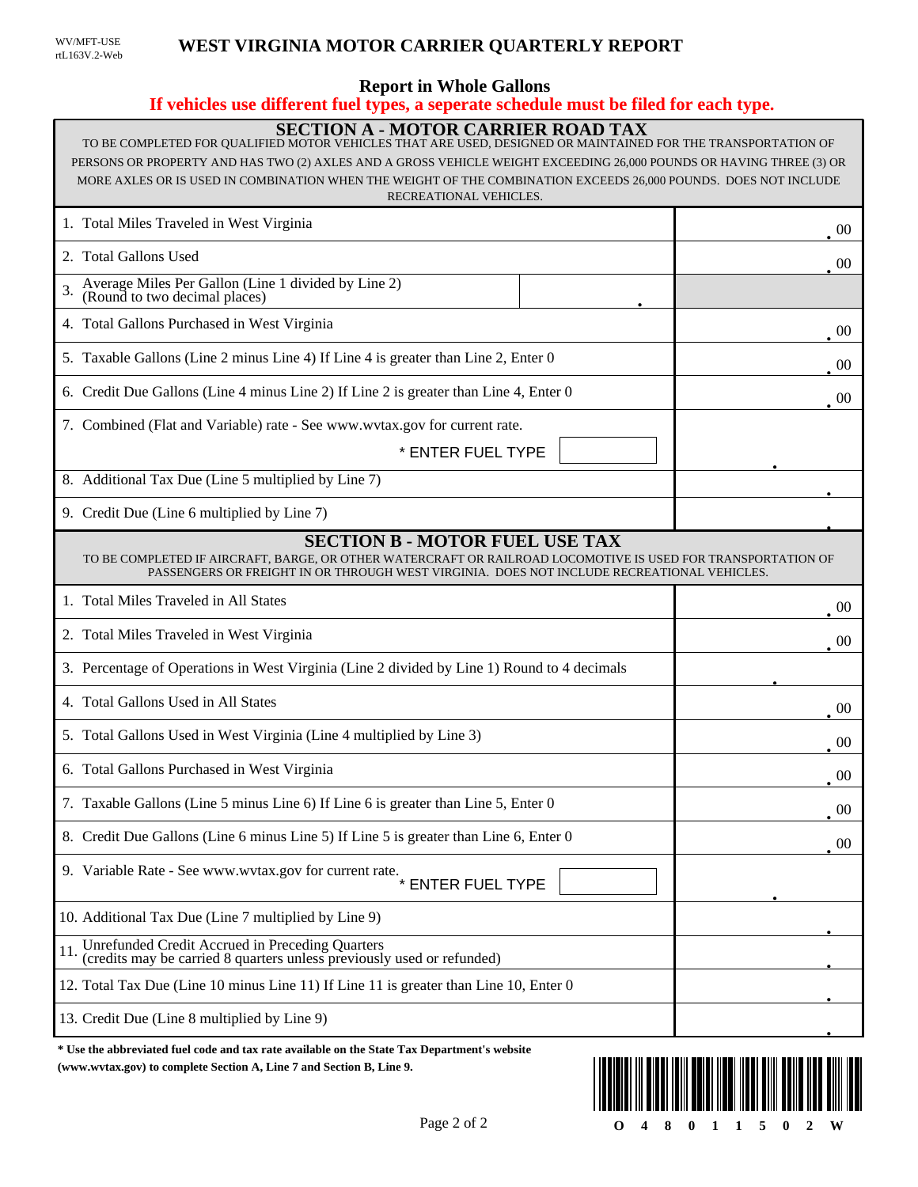WV/MFT-USE
rtL163V.2-Web

# WEST VIRGINIA MOTOR CARRIER QUARTERLY REPORT

**Report in Whole Gallons**

**If vehicles use different fuel types, a seperate schedule must be filed for each type.**

## SECTION A - MOTOR CARRIER ROAD TAX

TO BE COMPLETED FOR QUALIFIED MOTOR VEHICLES THAT ARE USED, DESIGNED OR MAINTAINED FOR THE TRANSPORTATION OF PERSONS OR PROPERTY AND HAS TWO (2) AXLES AND A GROSS VEHICLE WEIGHT EXCEEDING 26,000 POUNDS OR HAVING THREE (3) OR MORE AXLES OR IS USED IN COMBINATION WHEN THE WEIGHT OF THE COMBINATION EXCEEDS 26,000 POUNDS. DOES NOT INCLUDE RECREATIONAL VEHICLES.

| | | |
|---|---|---|
| 1. Total Miles Traveled in West Virginia | | .00 |
| 2. Total Gallons Used | | .00 |
| 3. Average Miles Per Gallon (Line 1 divided by Line 2) (Round to two decimal places) | . | |
| 4. Total Gallons Purchased in West Virginia | | .00 |
| 5. Taxable Gallons (Line 2 minus Line 4) If Line 4 is greater than Line 2, Enter 0 | | .00 |
| 6. Credit Due Gallons (Line 4 minus Line 2) If Line 2 is greater than Line 4, Enter 0 | | .00 |
| 7. Combined (Flat and Variable) rate - See www.wvtax.gov for current rate. * ENTER FUEL TYPE | | . |
| 8. Additional Tax Due (Line 5 multiplied by Line 7) | | . |
| 9. Credit Due (Line 6 multiplied by Line 7) | | . |

## SECTION B - MOTOR FUEL USE TAX

TO BE COMPLETED IF AIRCRAFT, BARGE, OR OTHER WATERCRAFT OR RAILROAD LOCOMOTIVE IS USED FOR TRANSPORTATION OF PASSENGERS OR FREIGHT IN OR THROUGH WEST VIRGINIA. DOES NOT INCLUDE RECREATIONAL VEHICLES.

| | |
|---|---|
| 1. Total Miles Traveled in All States | .00 |
| 2. Total Miles Traveled in West Virginia | .00 |
| 3. Percentage of Operations in West Virginia (Line 2 divided by Line 1) Round to 4 decimals | . |
| 4. Total Gallons Used in All States | .00 |
| 5. Total Gallons Used in West Virginia (Line 4 multiplied by Line 3) | .00 |
| 6. Total Gallons Purchased in West Virginia | .00 |
| 7. Taxable Gallons (Line 5 minus Line 6) If Line 6 is greater than Line 5, Enter 0 | .00 |
| 8. Credit Due Gallons (Line 6 minus Line 5) If Line 5 is greater than Line 6, Enter 0 | .00 |
| 9. Variable Rate - See www.wvtax.gov for current rate. * ENTER FUEL TYPE | . |
| 10. Additional Tax Due (Line 7 multiplied by Line 9) | . |
| 11. Unrefunded Credit Accrued in Preceding Quarters (credits may be carried 8 quarters unless previously used or refunded) | . |
| 12. Total Tax Due (Line 10 minus Line 11) If Line 11 is greater than Line 10, Enter 0 | . |
| 13. Credit Due (Line 8 multiplied by Line 9) | . |

**\* Use the abbreviated fuel code and tax rate available on the State Tax Department's website (www.wvtax.gov) to complete Section A, Line 7 and Section B, Line 9.**

O 4 8 0 1 1 5 0 2 W